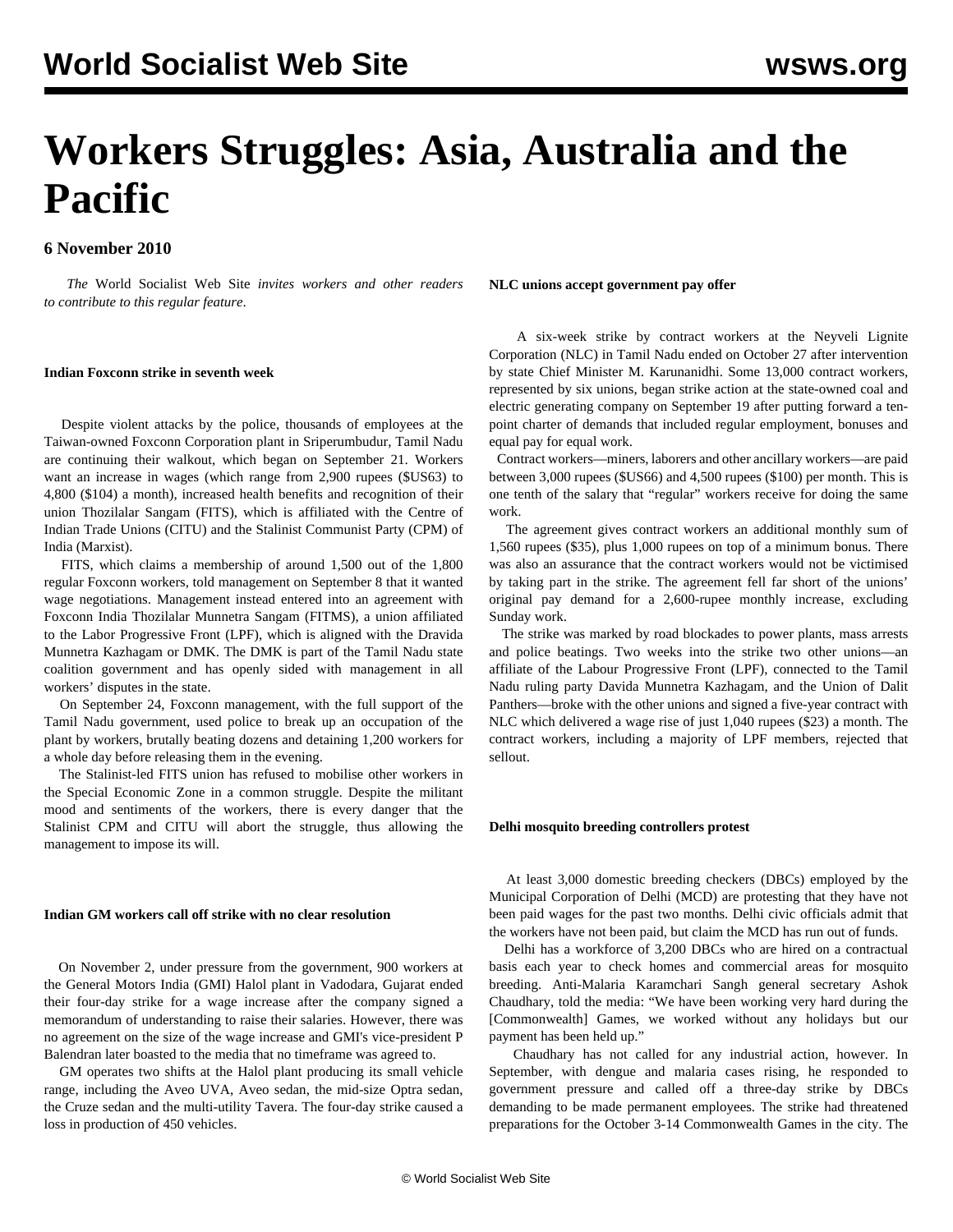# Workers Struggles: Asia, Australia and the Pacific

**6 November 2010**

*The* World Socialist Web Site *invites workers and other readers to contribute to this regular feature*.

**Indian Foxconn strike in seventh week**

Despite violent attacks by the police, thousands of employees at the Taiwan-owned Foxconn Corporation plant in Sriperumbudur, Tamil Nadu are continuing their walkout, which began on September 21. Workers want an increase in wages (which range from 2,900 rupees ($US63) to 4,800 ($104) a month), increased health benefits and recognition of their union Thozilalar Sangam (FITS), which is affiliated with the Centre of Indian Trade Unions (CITU) and the Stalinist Communist Party (CPM) of India (Marxist).

FITS, which claims a membership of around 1,500 out of the 1,800 regular Foxconn workers, told management on September 8 that it wanted wage negotiations. Management instead entered into an agreement with Foxconn India Thozilalar Munnetra Sangam (FITMS), a union affiliated to the Labor Progressive Front (LPF), which is aligned with the Dravida Munnetra Kazhagam or DMK. The DMK is part of the Tamil Nadu state coalition government and has openly sided with management in all workers' disputes in the state.

On September 24, Foxconn management, with the full support of the Tamil Nadu government, used police to break up an occupation of the plant by workers, brutally beating dozens and detaining 1,200 workers for a whole day before releasing them in the evening.

The Stalinist-led FITS union has refused to mobilise other workers in the Special Economic Zone in a common struggle. Despite the militant mood and sentiments of the workers, there is every danger that the Stalinist CPM and CITU will abort the struggle, thus allowing the management to impose its will.

**Indian GM workers call off strike with no clear resolution**

On November 2, under pressure from the government, 900 workers at the General Motors India (GMI) Halol plant in Vadodara, Gujarat ended their four-day strike for a wage increase after the company signed a memorandum of understanding to raise their salaries. However, there was no agreement on the size of the wage increase and GMI's vice-president P Balendran later boasted to the media that no timeframe was agreed to.

GM operates two shifts at the Halol plant producing its small vehicle range, including the Aveo UVA, Aveo sedan, the mid-size Optra sedan, the Cruze sedan and the multi-utility Tavera. The four-day strike caused a loss in production of 450 vehicles.

**NLC unions accept government pay offer**

A six-week strike by contract workers at the Neyveli Lignite Corporation (NLC) in Tamil Nadu ended on October 27 after intervention by state Chief Minister M. Karunanidhi. Some 13,000 contract workers, represented by six unions, began strike action at the state-owned coal and electric generating company on September 19 after putting forward a ten-point charter of demands that included regular employment, bonuses and equal pay for equal work.

Contract workers—miners, laborers and other ancillary workers—are paid between 3,000 rupees ($US66) and 4,500 rupees ($100) per month. This is one tenth of the salary that "regular" workers receive for doing the same work.

The agreement gives contract workers an additional monthly sum of 1,560 rupees ($35), plus 1,000 rupees on top of a minimum bonus. There was also an assurance that the contract workers would not be victimised by taking part in the strike. The agreement fell far short of the unions' original pay demand for a 2,600-rupee monthly increase, excluding Sunday work.

The strike was marked by road blockades to power plants, mass arrests and police beatings. Two weeks into the strike two other unions—an affiliate of the Labour Progressive Front (LPF), connected to the Tamil Nadu ruling party Davida Munnetra Kazhagam, and the Union of Dalit Panthers—broke with the other unions and signed a five-year contract with NLC which delivered a wage rise of just 1,040 rupees ($23) a month. The contract workers, including a majority of LPF members, rejected that sellout.

**Delhi mosquito breeding controllers protest**

At least 3,000 domestic breeding checkers (DBCs) employed by the Municipal Corporation of Delhi (MCD) are protesting that they have not been paid wages for the past two months. Delhi civic officials admit that the workers have not been paid, but claim the MCD has run out of funds.

Delhi has a workforce of 3,200 DBCs who are hired on a contractual basis each year to check homes and commercial areas for mosquito breeding. Anti-Malaria Karamchari Sangh general secretary Ashok Chaudhary, told the media: "We have been working very hard during the [Commonwealth] Games, we worked without any holidays but our payment has been held up."

Chaudhary has not called for any industrial action, however. In September, with dengue and malaria cases rising, he responded to government pressure and called off a three-day strike by DBCs demanding to be made permanent employees. The strike had threatened preparations for the October 3-14 Commonwealth Games in the city. The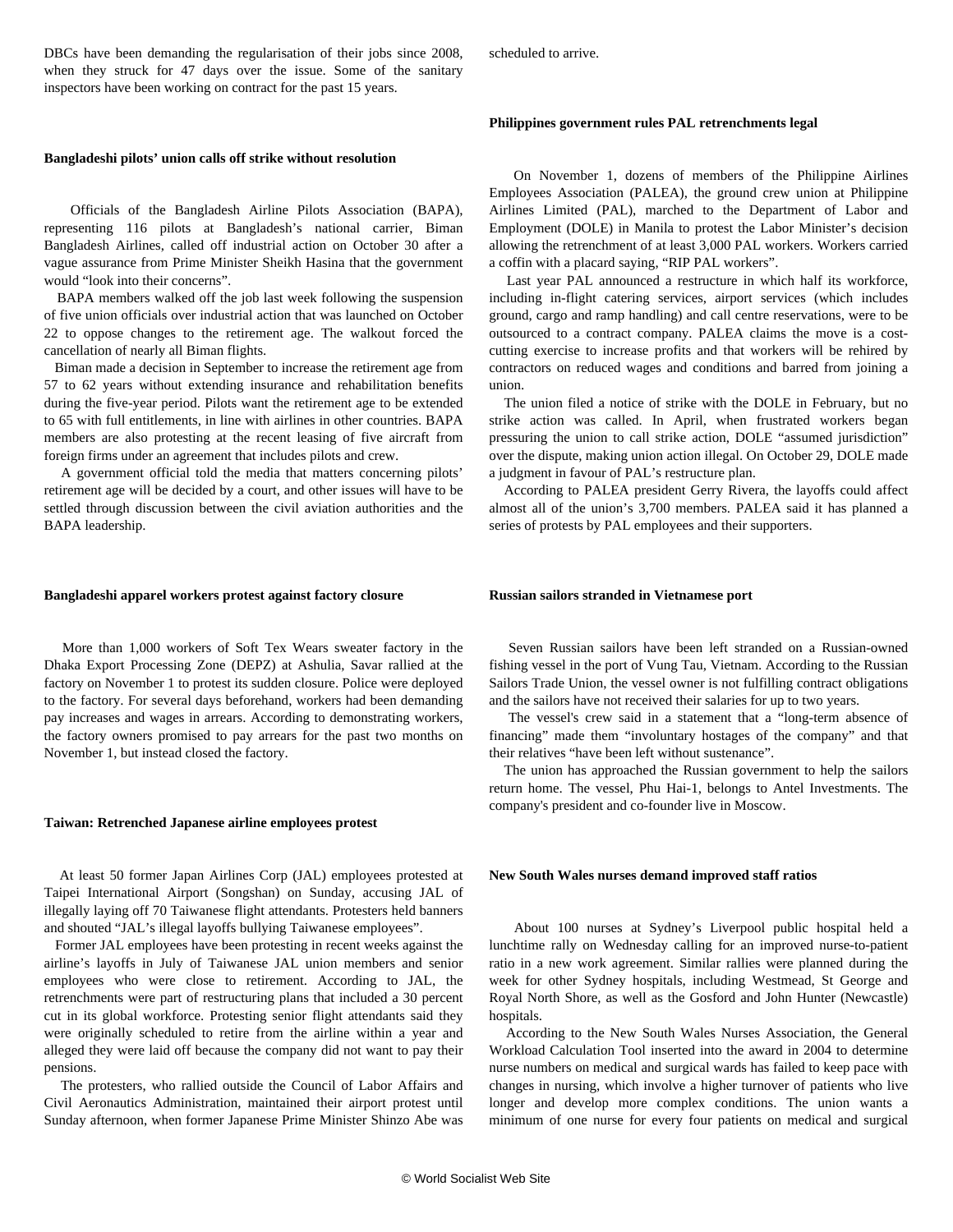DBCs have been demanding the regularisation of their jobs since 2008, when they struck for 47 days over the issue. Some of the sanitary inspectors have been working on contract for the past 15 years.

### Bangladeshi pilots' union calls off strike without resolution

Officials of the Bangladesh Airline Pilots Association (BAPA), representing 116 pilots at Bangladesh's national carrier, Biman Bangladesh Airlines, called off industrial action on October 30 after a vague assurance from Prime Minister Sheikh Hasina that the government would "look into their concerns".

BAPA members walked off the job last week following the suspension of five union officials over industrial action that was launched on October 22 to oppose changes to the retirement age. The walkout forced the cancellation of nearly all Biman flights.

Biman made a decision in September to increase the retirement age from 57 to 62 years without extending insurance and rehabilitation benefits during the five-year period. Pilots want the retirement age to be extended to 65 with full entitlements, in line with airlines in other countries. BAPA members are also protesting at the recent leasing of five aircraft from foreign firms under an agreement that includes pilots and crew.

A government official told the media that matters concerning pilots' retirement age will be decided by a court, and other issues will have to be settled through discussion between the civil aviation authorities and the BAPA leadership.

### Bangladeshi apparel workers protest against factory closure

More than 1,000 workers of Soft Tex Wears sweater factory in the Dhaka Export Processing Zone (DEPZ) at Ashulia, Savar rallied at the factory on November 1 to protest its sudden closure. Police were deployed to the factory. For several days beforehand, workers had been demanding pay increases and wages in arrears. According to demonstrating workers, the factory owners promised to pay arrears for the past two months on November 1, but instead closed the factory.

### Taiwan: Retrenched Japanese airline employees protest

At least 50 former Japan Airlines Corp (JAL) employees protested at Taipei International Airport (Songshan) on Sunday, accusing JAL of illegally laying off 70 Taiwanese flight attendants. Protesters held banners and shouted "JAL's illegal layoffs bullying Taiwanese employees".

Former JAL employees have been protesting in recent weeks against the airline's layoffs in July of Taiwanese JAL union members and senior employees who were close to retirement. According to JAL, the retrenchments were part of restructuring plans that included a 30 percent cut in its global workforce. Protesting senior flight attendants said they were originally scheduled to retire from the airline within a year and alleged they were laid off because the company did not want to pay their pensions.

The protesters, who rallied outside the Council of Labor Affairs and Civil Aeronautics Administration, maintained their airport protest until Sunday afternoon, when former Japanese Prime Minister Shinzo Abe was scheduled to arrive.

### Philippines government rules PAL retrenchments legal

On November 1, dozens of members of the Philippine Airlines Employees Association (PALEA), the ground crew union at Philippine Airlines Limited (PAL), marched to the Department of Labor and Employment (DOLE) in Manila to protest the Labor Minister's decision allowing the retrenchment of at least 3,000 PAL workers. Workers carried a coffin with a placard saying, "RIP PAL workers".

Last year PAL announced a restructure in which half its workforce, including in-flight catering services, airport services (which includes ground, cargo and ramp handling) and call centre reservations, were to be outsourced to a contract company. PALEA claims the move is a cost-cutting exercise to increase profits and that workers will be rehired by contractors on reduced wages and conditions and barred from joining a union.

The union filed a notice of strike with the DOLE in February, but no strike action was called. In April, when frustrated workers began pressuring the union to call strike action, DOLE "assumed jurisdiction" over the dispute, making union action illegal. On October 29, DOLE made a judgment in favour of PAL's restructure plan.

According to PALEA president Gerry Rivera, the layoffs could affect almost all of the union's 3,700 members. PALEA said it has planned a series of protests by PAL employees and their supporters.

### Russian sailors stranded in Vietnamese port

Seven Russian sailors have been left stranded on a Russian-owned fishing vessel in the port of Vung Tau, Vietnam. According to the Russian Sailors Trade Union, the vessel owner is not fulfilling contract obligations and the sailors have not received their salaries for up to two years.

The vessel's crew said in a statement that a "long-term absence of financing" made them "involuntary hostages of the company" and that their relatives "have been left without sustenance".

The union has approached the Russian government to help the sailors return home. The vessel, Phu Hai-1, belongs to Antel Investments. The company's president and co-founder live in Moscow.

### New South Wales nurses demand improved staff ratios

About 100 nurses at Sydney's Liverpool public hospital held a lunchtime rally on Wednesday calling for an improved nurse-to-patient ratio in a new work agreement. Similar rallies were planned during the week for other Sydney hospitals, including Westmead, St George and Royal North Shore, as well as the Gosford and John Hunter (Newcastle) hospitals.

According to the New South Wales Nurses Association, the General Workload Calculation Tool inserted into the award in 2004 to determine nurse numbers on medical and surgical wards has failed to keep pace with changes in nursing, which involve a higher turnover of patients who live longer and develop more complex conditions. The union wants a minimum of one nurse for every four patients on medical and surgical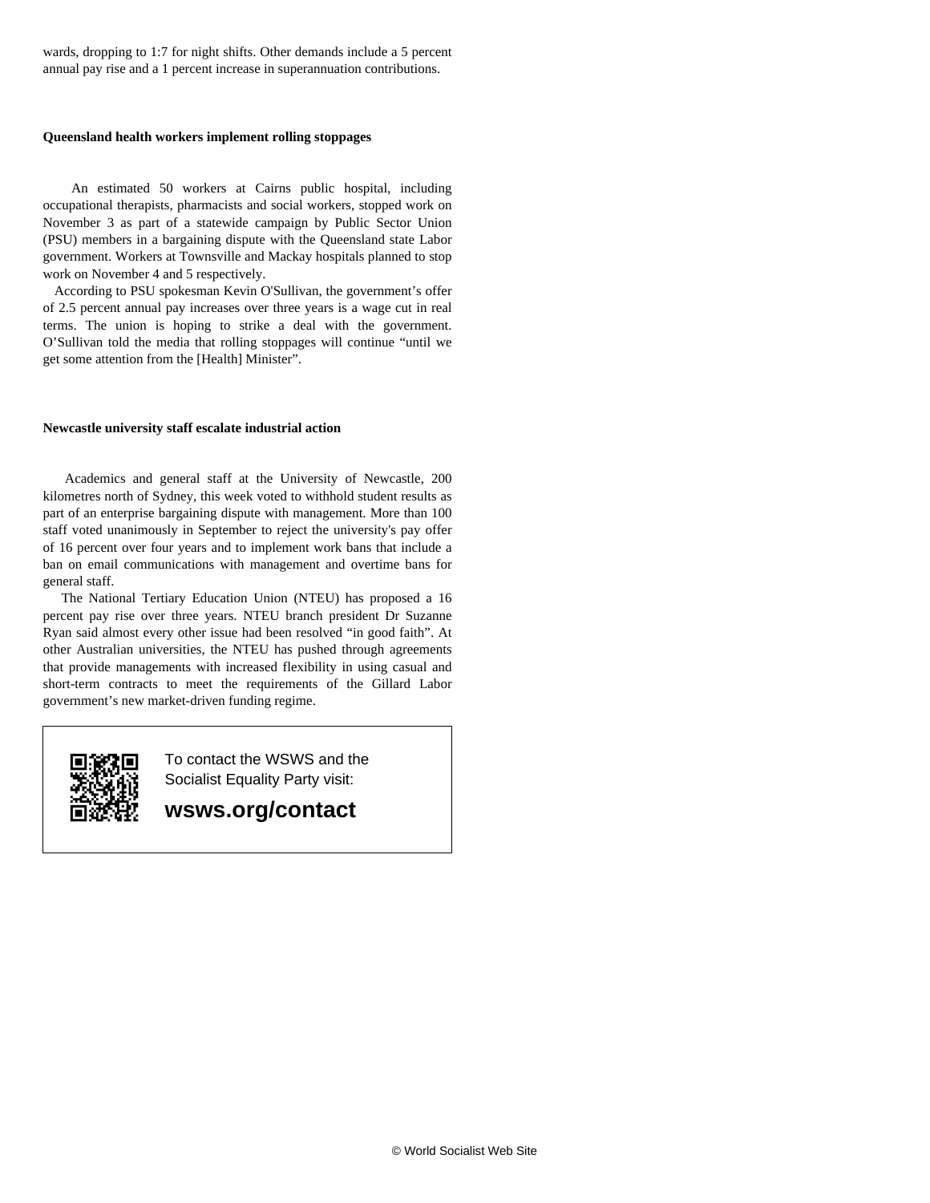wards, dropping to 1:7 for night shifts. Other demands include a 5 percent annual pay rise and a 1 percent increase in superannuation contributions.

**Queensland health workers implement rolling stoppages**

An estimated 50 workers at Cairns public hospital, including occupational therapists, pharmacists and social workers, stopped work on November 3 as part of a statewide campaign by Public Sector Union (PSU) members in a bargaining dispute with the Queensland state Labor government. Workers at Townsville and Mackay hospitals planned to stop work on November 4 and 5 respectively.

According to PSU spokesman Kevin O'Sullivan, the government's offer of 2.5 percent annual pay increases over three years is a wage cut in real terms. The union is hoping to strike a deal with the government. O'Sullivan told the media that rolling stoppages will continue "until we get some attention from the [Health] Minister".

**Newcastle university staff escalate industrial action**

Academics and general staff at the University of Newcastle, 200 kilometres north of Sydney, this week voted to withhold student results as part of an enterprise bargaining dispute with management. More than 100 staff voted unanimously in September to reject the university's pay offer of 16 percent over four years and to implement work bans that include a ban on email communications with management and overtime bans for general staff.

The National Tertiary Education Union (NTEU) has proposed a 16 percent pay rise over three years. NTEU branch president Dr Suzanne Ryan said almost every other issue had been resolved "in good faith". At other Australian universities, the NTEU has pushed through agreements that provide managements with increased flexibility in using casual and short-term contracts to meet the requirements of the Gillard Labor government's new market-driven funding regime.

To contact the WSWS and the Socialist Equality Party visit:

**wsws.org/contact**